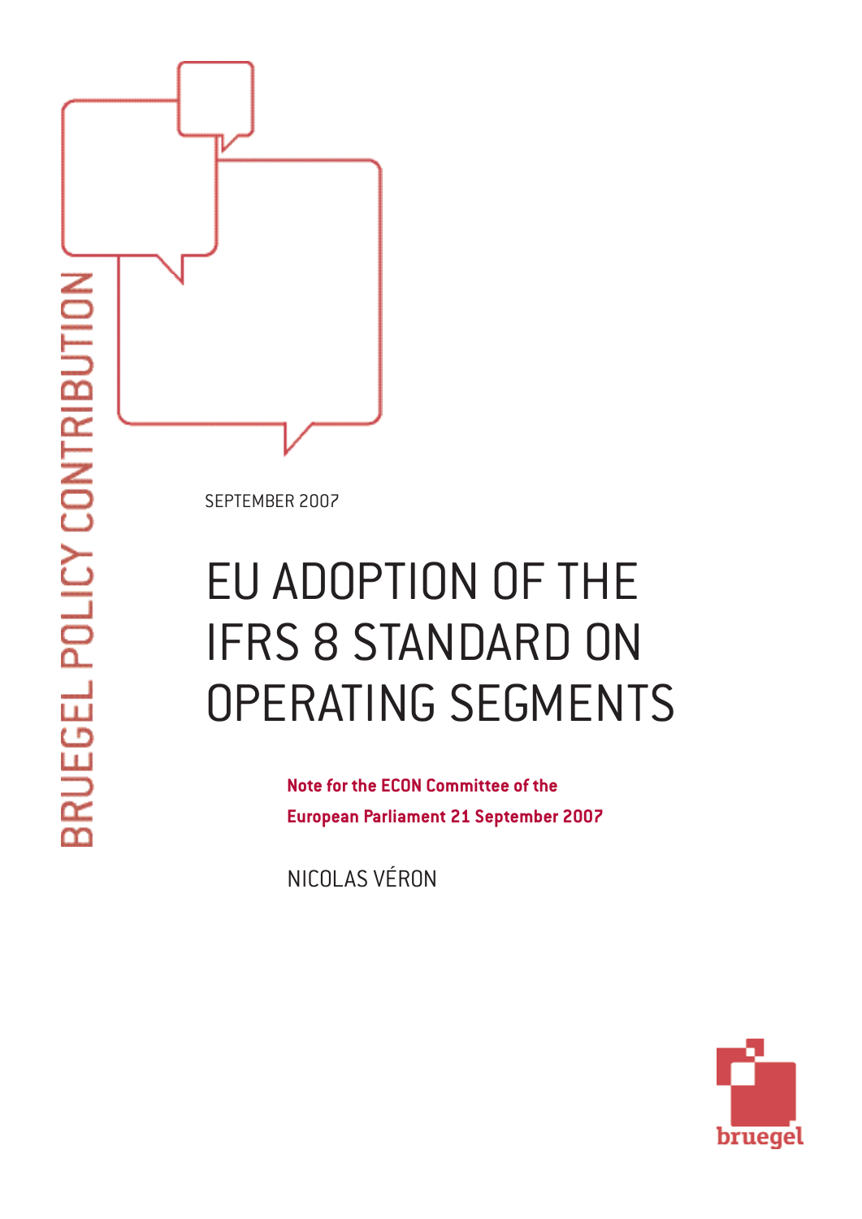BRUEGEL POLICY CONTRIBUTION

SEPTEMBER 2007

# EU ADOPTION OF THE IFRS 8 STANDARD ON OPERATING SEGMENTS

**Note for the ECON Committee of the European Parliament 21 September 2007**

NICOLAS VÉRON

bruegel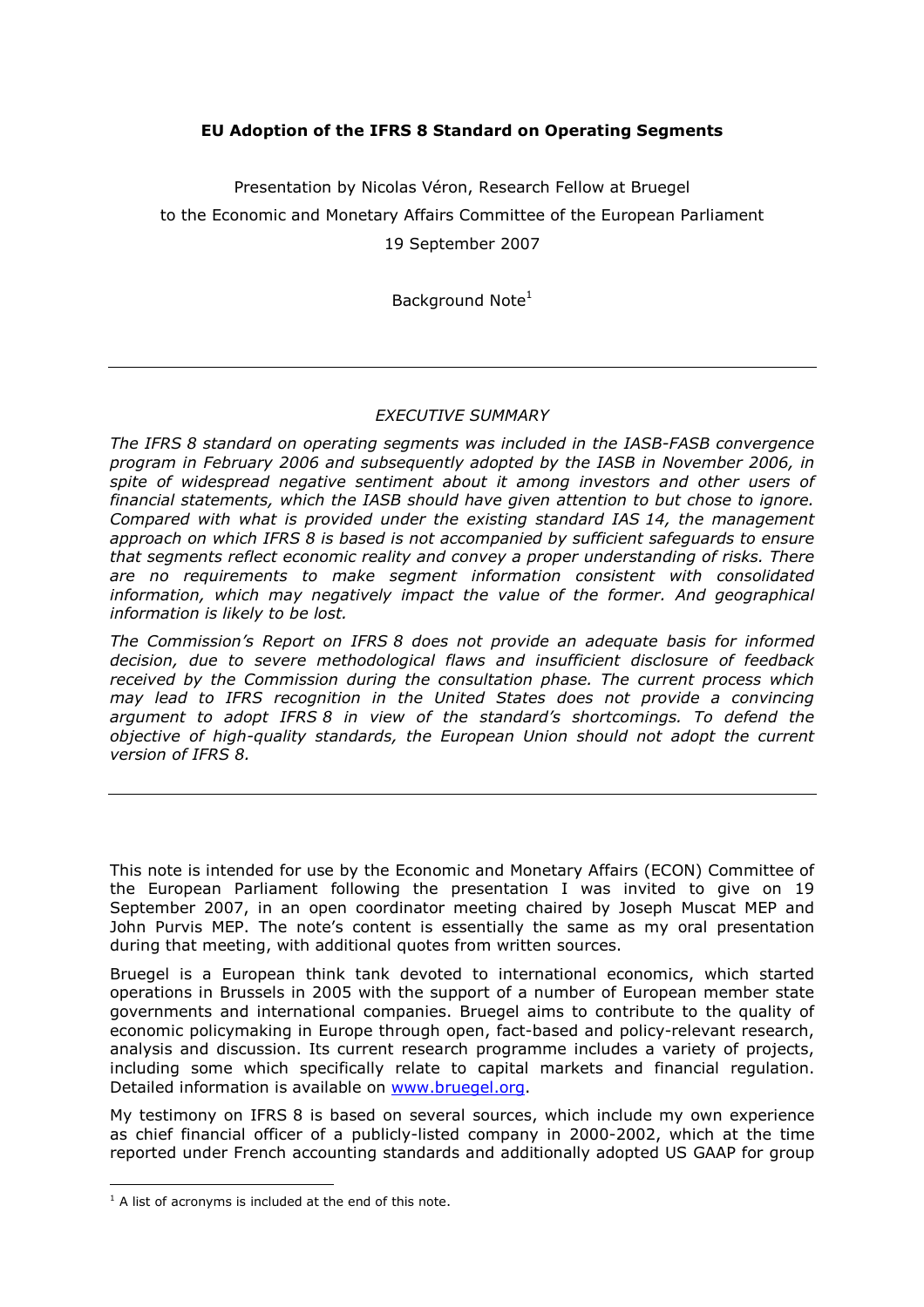**EU Adoption of the IFRS 8 Standard on Operating Segments**

Presentation by Nicolas Véron, Research Fellow at Bruegel

to the Economic and Monetary Affairs Committee of the European Parliament

19 September 2007

Background Note[1]

---

*EXECUTIVE SUMMARY*

*The IFRS 8 standard on operating segments was included in the IASB-FASB convergence program in February 2006 and subsequently adopted by the IASB in November 2006, in spite of widespread negative sentiment about it among investors and other users of financial statements, which the IASB should have given attention to but chose to ignore. Compared with what is provided under the existing standard IAS 14, the management approach on which IFRS 8 is based is not accompanied by sufficient safeguards to ensure that segments reflect economic reality and convey a proper understanding of risks. There are no requirements to make segment information consistent with consolidated information, which may negatively impact the value of the former. And geographical information is likely to be lost.*

*The Commission's Report on IFRS 8 does not provide an adequate basis for informed decision, due to severe methodological flaws and insufficient disclosure of feedback received by the Commission during the consultation phase. The current process which may lead to IFRS recognition in the United States does not provide a convincing argument to adopt IFRS 8 in view of the standard's shortcomings. To defend the objective of high-quality standards, the European Union should not adopt the current version of IFRS 8.*

---

This note is intended for use by the Economic and Monetary Affairs (ECON) Committee of the European Parliament following the presentation I was invited to give on 19 September 2007, in an open coordinator meeting chaired by Joseph Muscat MEP and John Purvis MEP. The note's content is essentially the same as my oral presentation during that meeting, with additional quotes from written sources.

Bruegel is a European think tank devoted to international economics, which started operations in Brussels in 2005 with the support of a number of European member state governments and international companies. Bruegel aims to contribute to the quality of economic policymaking in Europe through open, fact-based and policy-relevant research, analysis and discussion. Its current research programme includes a variety of projects, including some which specifically relate to capital markets and financial regulation. Detailed information is available on www.bruegel.org.

My testimony on IFRS 8 is based on several sources, which include my own experience as chief financial officer of a publicly-listed company in 2000-2002, which at the time reported under French accounting standards and additionally adopted US GAAP for group

[1] A list of acronyms is included at the end of this note.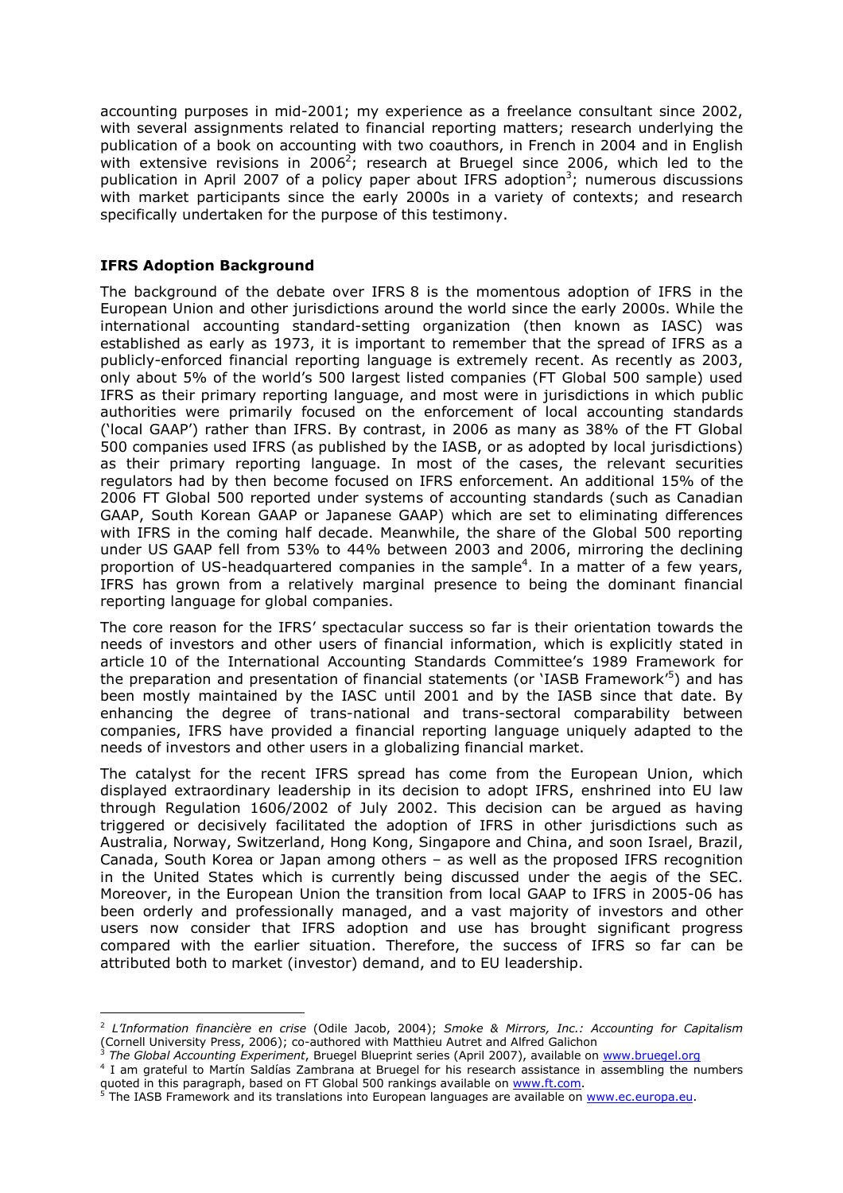accounting purposes in mid-2001; my experience as a freelance consultant since 2002, with several assignments related to financial reporting matters; research underlying the publication of a book on accounting with two coauthors, in French in 2004 and in English with extensive revisions in 2006[2]; research at Bruegel since 2006, which led to the publication in April 2007 of a policy paper about IFRS adoption[3]; numerous discussions with market participants since the early 2000s in a variety of contexts; and research specifically undertaken for the purpose of this testimony.

**IFRS Adoption Background**

The background of the debate over IFRS 8 is the momentous adoption of IFRS in the European Union and other jurisdictions around the world since the early 2000s. While the international accounting standard-setting organization (then known as IASC) was established as early as 1973, it is important to remember that the spread of IFRS as a publicly-enforced financial reporting language is extremely recent. As recently as 2003, only about 5% of the world's 500 largest listed companies (FT Global 500 sample) used IFRS as their primary reporting language, and most were in jurisdictions in which public authorities were primarily focused on the enforcement of local accounting standards ('local GAAP') rather than IFRS. By contrast, in 2006 as many as 38% of the FT Global 500 companies used IFRS (as published by the IASB, or as adopted by local jurisdictions) as their primary reporting language. In most of the cases, the relevant securities regulators had by then become focused on IFRS enforcement. An additional 15% of the 2006 FT Global 500 reported under systems of accounting standards (such as Canadian GAAP, South Korean GAAP or Japanese GAAP) which are set to eliminating differences with IFRS in the coming half decade. Meanwhile, the share of the Global 500 reporting under US GAAP fell from 53% to 44% between 2003 and 2006, mirroring the declining proportion of US-headquartered companies in the sample[4]. In a matter of a few years, IFRS has grown from a relatively marginal presence to being the dominant financial reporting language for global companies.

The core reason for the IFRS' spectacular success so far is their orientation towards the needs of investors and other users of financial information, which is explicitly stated in article 10 of the International Accounting Standards Committee's 1989 Framework for the preparation and presentation of financial statements (or 'IASB Framework'[5]) and has been mostly maintained by the IASC until 2001 and by the IASB since that date. By enhancing the degree of trans-national and trans-sectoral comparability between companies, IFRS have provided a financial reporting language uniquely adapted to the needs of investors and other users in a globalizing financial market.

The catalyst for the recent IFRS spread has come from the European Union, which displayed extraordinary leadership in its decision to adopt IFRS, enshrined into EU law through Regulation 1606/2002 of July 2002. This decision can be argued as having triggered or decisively facilitated the adoption of IFRS in other jurisdictions such as Australia, Norway, Switzerland, Hong Kong, Singapore and China, and soon Israel, Brazil, Canada, South Korea or Japan among others – as well as the proposed IFRS recognition in the United States which is currently being discussed under the aegis of the SEC. Moreover, in the European Union the transition from local GAAP to IFRS in 2005-06 has been orderly and professionally managed, and a vast majority of investors and other users now consider that IFRS adoption and use has brought significant progress compared with the earlier situation. Therefore, the success of IFRS so far can be attributed both to market (investor) demand, and to EU leadership.

---

[2] *L'Information financière en crise* (Odile Jacob, 2004); *Smoke & Mirrors, Inc.: Accounting for Capitalism* (Cornell University Press, 2006); co-authored with Matthieu Autret and Alfred Galichon

[3] *The Global Accounting Experiment*, Bruegel Blueprint series (April 2007), available on www.bruegel.org

[4] I am grateful to Martín Saldías Zambrana at Bruegel for his research assistance in assembling the numbers quoted in this paragraph, based on FT Global 500 rankings available on www.ft.com.

[5] The IASB Framework and its translations into European languages are available on www.ec.europa.eu.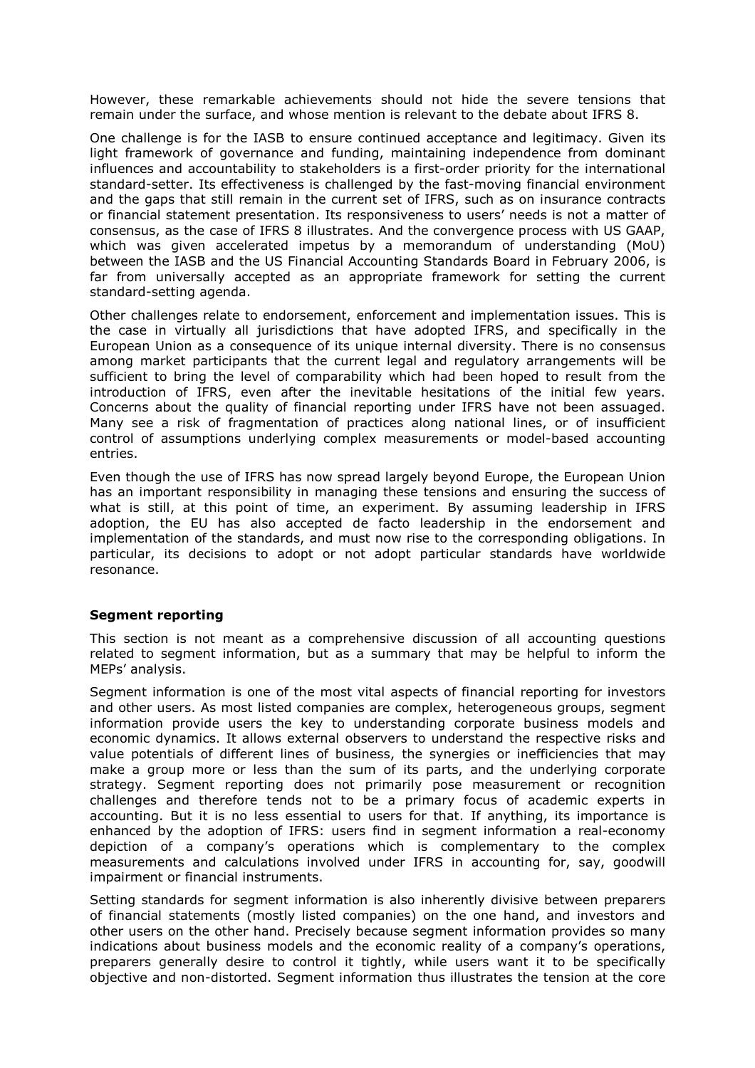However, these remarkable achievements should not hide the severe tensions that remain under the surface, and whose mention is relevant to the debate about IFRS 8.

One challenge is for the IASB to ensure continued acceptance and legitimacy. Given its light framework of governance and funding, maintaining independence from dominant influences and accountability to stakeholders is a first-order priority for the international standard-setter. Its effectiveness is challenged by the fast-moving financial environment and the gaps that still remain in the current set of IFRS, such as on insurance contracts or financial statement presentation. Its responsiveness to users' needs is not a matter of consensus, as the case of IFRS 8 illustrates. And the convergence process with US GAAP, which was given accelerated impetus by a memorandum of understanding (MoU) between the IASB and the US Financial Accounting Standards Board in February 2006, is far from universally accepted as an appropriate framework for setting the current standard-setting agenda.

Other challenges relate to endorsement, enforcement and implementation issues. This is the case in virtually all jurisdictions that have adopted IFRS, and specifically in the European Union as a consequence of its unique internal diversity. There is no consensus among market participants that the current legal and regulatory arrangements will be sufficient to bring the level of comparability which had been hoped to result from the introduction of IFRS, even after the inevitable hesitations of the initial few years. Concerns about the quality of financial reporting under IFRS have not been assuaged. Many see a risk of fragmentation of practices along national lines, or of insufficient control of assumptions underlying complex measurements or model-based accounting entries.

Even though the use of IFRS has now spread largely beyond Europe, the European Union has an important responsibility in managing these tensions and ensuring the success of what is still, at this point of time, an experiment. By assuming leadership in IFRS adoption, the EU has also accepted de facto leadership in the endorsement and implementation of the standards, and must now rise to the corresponding obligations. In particular, its decisions to adopt or not adopt particular standards have worldwide resonance.

## Segment reporting

This section is not meant as a comprehensive discussion of all accounting questions related to segment information, but as a summary that may be helpful to inform the MEPs' analysis.

Segment information is one of the most vital aspects of financial reporting for investors and other users. As most listed companies are complex, heterogeneous groups, segment information provide users the key to understanding corporate business models and economic dynamics. It allows external observers to understand the respective risks and value potentials of different lines of business, the synergies or inefficiencies that may make a group more or less than the sum of its parts, and the underlying corporate strategy. Segment reporting does not primarily pose measurement or recognition challenges and therefore tends not to be a primary focus of academic experts in accounting. But it is no less essential to users for that. If anything, its importance is enhanced by the adoption of IFRS: users find in segment information a real-economy depiction of a company's operations which is complementary to the complex measurements and calculations involved under IFRS in accounting for, say, goodwill impairment or financial instruments.

Setting standards for segment information is also inherently divisive between preparers of financial statements (mostly listed companies) on the one hand, and investors and other users on the other hand. Precisely because segment information provides so many indications about business models and the economic reality of a company's operations, preparers generally desire to control it tightly, while users want it to be specifically objective and non-distorted. Segment information thus illustrates the tension at the core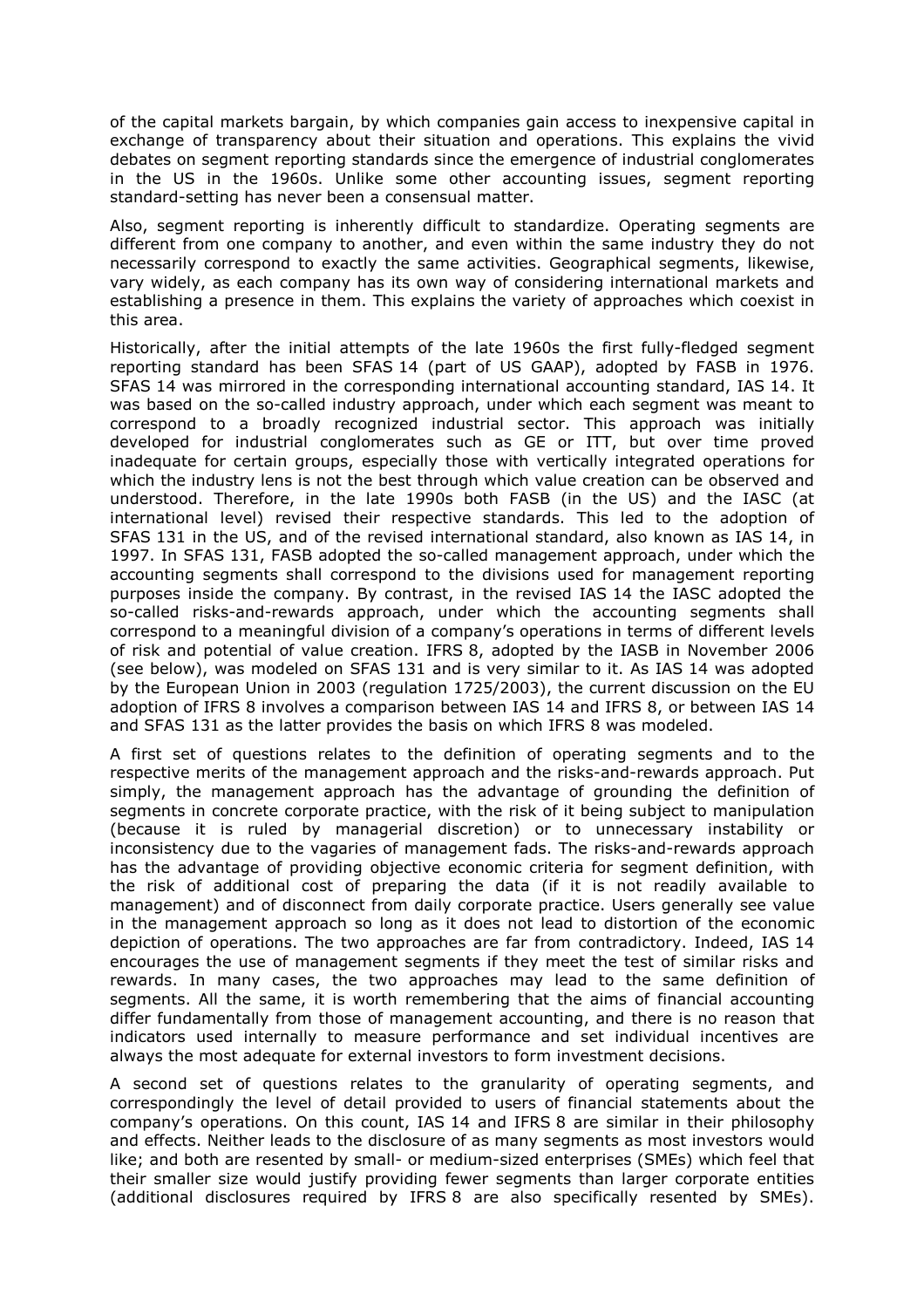of the capital markets bargain, by which companies gain access to inexpensive capital in exchange of transparency about their situation and operations. This explains the vivid debates on segment reporting standards since the emergence of industrial conglomerates in the US in the 1960s. Unlike some other accounting issues, segment reporting standard-setting has never been a consensual matter.

Also, segment reporting is inherently difficult to standardize. Operating segments are different from one company to another, and even within the same industry they do not necessarily correspond to exactly the same activities. Geographical segments, likewise, vary widely, as each company has its own way of considering international markets and establishing a presence in them. This explains the variety of approaches which coexist in this area.

Historically, after the initial attempts of the late 1960s the first fully-fledged segment reporting standard has been SFAS 14 (part of US GAAP), adopted by FASB in 1976. SFAS 14 was mirrored in the corresponding international accounting standard, IAS 14. It was based on the so-called industry approach, under which each segment was meant to correspond to a broadly recognized industrial sector. This approach was initially developed for industrial conglomerates such as GE or ITT, but over time proved inadequate for certain groups, especially those with vertically integrated operations for which the industry lens is not the best through which value creation can be observed and understood. Therefore, in the late 1990s both FASB (in the US) and the IASC (at international level) revised their respective standards. This led to the adoption of SFAS 131 in the US, and of the revised international standard, also known as IAS 14, in 1997. In SFAS 131, FASB adopted the so-called management approach, under which the accounting segments shall correspond to the divisions used for management reporting purposes inside the company. By contrast, in the revised IAS 14 the IASC adopted the so-called risks-and-rewards approach, under which the accounting segments shall correspond to a meaningful division of a company's operations in terms of different levels of risk and potential of value creation. IFRS 8, adopted by the IASB in November 2006 (see below), was modeled on SFAS 131 and is very similar to it. As IAS 14 was adopted by the European Union in 2003 (regulation 1725/2003), the current discussion on the EU adoption of IFRS 8 involves a comparison between IAS 14 and IFRS 8, or between IAS 14 and SFAS 131 as the latter provides the basis on which IFRS 8 was modeled.

A first set of questions relates to the definition of operating segments and to the respective merits of the management approach and the risks-and-rewards approach. Put simply, the management approach has the advantage of grounding the definition of segments in concrete corporate practice, with the risk of it being subject to manipulation (because it is ruled by managerial discretion) or to unnecessary instability or inconsistency due to the vagaries of management fads. The risks-and-rewards approach has the advantage of providing objective economic criteria for segment definition, with the risk of additional cost of preparing the data (if it is not readily available to management) and of disconnect from daily corporate practice. Users generally see value in the management approach so long as it does not lead to distortion of the economic depiction of operations. The two approaches are far from contradictory. Indeed, IAS 14 encourages the use of management segments if they meet the test of similar risks and rewards. In many cases, the two approaches may lead to the same definition of segments. All the same, it is worth remembering that the aims of financial accounting differ fundamentally from those of management accounting, and there is no reason that indicators used internally to measure performance and set individual incentives are always the most adequate for external investors to form investment decisions.

A second set of questions relates to the granularity of operating segments, and correspondingly the level of detail provided to users of financial statements about the company's operations. On this count, IAS 14 and IFRS 8 are similar in their philosophy and effects. Neither leads to the disclosure of as many segments as most investors would like; and both are resented by small- or medium-sized enterprises (SMEs) which feel that their smaller size would justify providing fewer segments than larger corporate entities (additional disclosures required by IFRS 8 are also specifically resented by SMEs).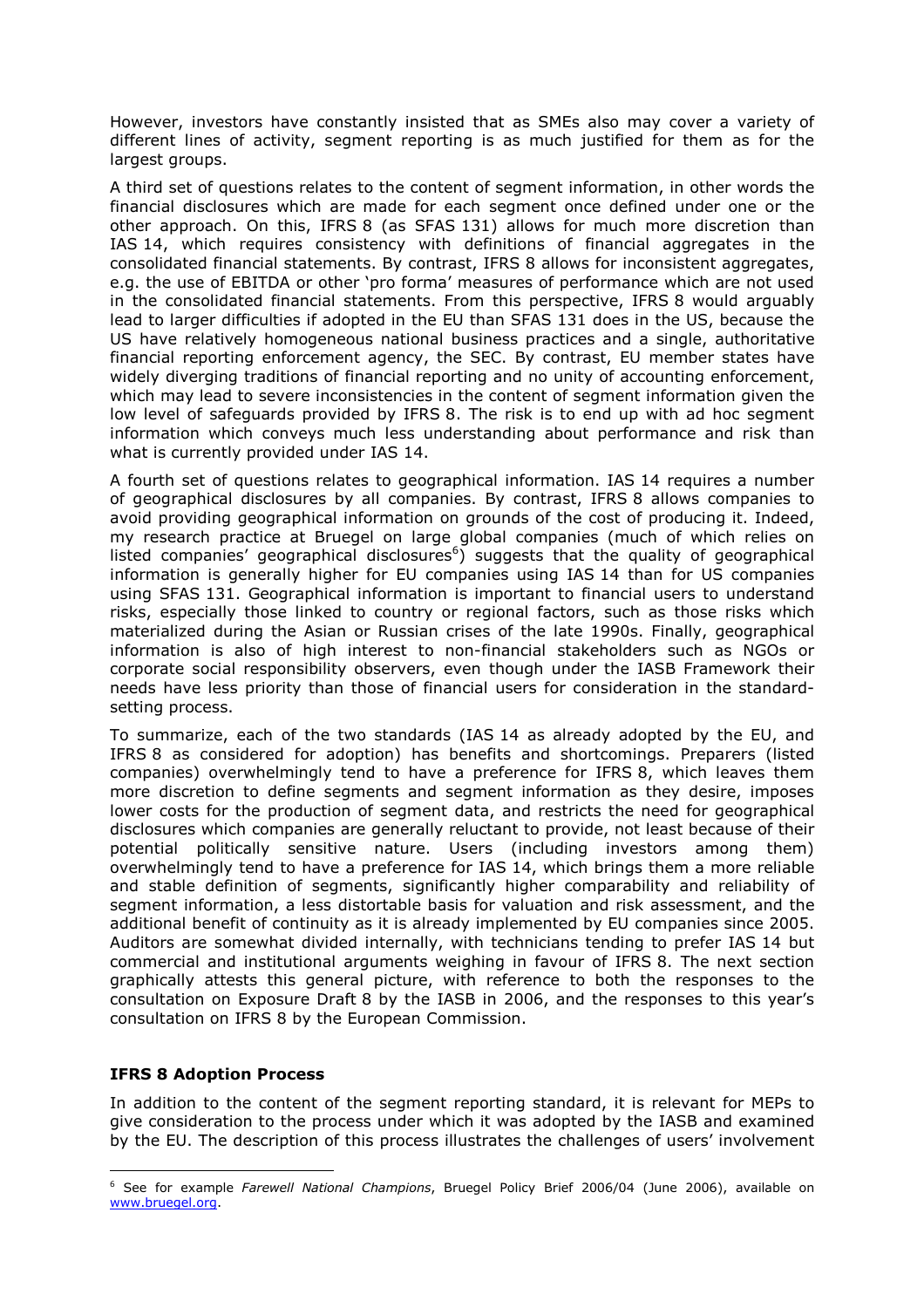However, investors have constantly insisted that as SMEs also may cover a variety of different lines of activity, segment reporting is as much justified for them as for the largest groups.

A third set of questions relates to the content of segment information, in other words the financial disclosures which are made for each segment once defined under one or the other approach. On this, IFRS 8 (as SFAS 131) allows for much more discretion than IAS 14, which requires consistency with definitions of financial aggregates in the consolidated financial statements. By contrast, IFRS 8 allows for inconsistent aggregates, e.g. the use of EBITDA or other 'pro forma' measures of performance which are not used in the consolidated financial statements. From this perspective, IFRS 8 would arguably lead to larger difficulties if adopted in the EU than SFAS 131 does in the US, because the US have relatively homogeneous national business practices and a single, authoritative financial reporting enforcement agency, the SEC. By contrast, EU member states have widely diverging traditions of financial reporting and no unity of accounting enforcement, which may lead to severe inconsistencies in the content of segment information given the low level of safeguards provided by IFRS 8. The risk is to end up with ad hoc segment information which conveys much less understanding about performance and risk than what is currently provided under IAS 14.

A fourth set of questions relates to geographical information. IAS 14 requires a number of geographical disclosures by all companies. By contrast, IFRS 8 allows companies to avoid providing geographical information on grounds of the cost of producing it. Indeed, my research practice at Bruegel on large global companies (much of which relies on listed companies' geographical disclosures[6]) suggests that the quality of geographical information is generally higher for EU companies using IAS 14 than for US companies using SFAS 131. Geographical information is important to financial users to understand risks, especially those linked to country or regional factors, such as those risks which materialized during the Asian or Russian crises of the late 1990s. Finally, geographical information is also of high interest to non-financial stakeholders such as NGOs or corporate social responsibility observers, even though under the IASB Framework their needs have less priority than those of financial users for consideration in the standard-setting process.

To summarize, each of the two standards (IAS 14 as already adopted by the EU, and IFRS 8 as considered for adoption) has benefits and shortcomings. Preparers (listed companies) overwhelmingly tend to have a preference for IFRS 8, which leaves them more discretion to define segments and segment information as they desire, imposes lower costs for the production of segment data, and restricts the need for geographical disclosures which companies are generally reluctant to provide, not least because of their potential politically sensitive nature. Users (including investors among them) overwhelmingly tend to have a preference for IAS 14, which brings them a more reliable and stable definition of segments, significantly higher comparability and reliability of segment information, a less distortable basis for valuation and risk assessment, and the additional benefit of continuity as it is already implemented by EU companies since 2005. Auditors are somewhat divided internally, with technicians tending to prefer IAS 14 but commercial and institutional arguments weighing in favour of IFRS 8. The next section graphically attests this general picture, with reference to both the responses to the consultation on Exposure Draft 8 by the IASB in 2006, and the responses to this year's consultation on IFRS 8 by the European Commission.

**IFRS 8 Adoption Process**

In addition to the content of the segment reporting standard, it is relevant for MEPs to give consideration to the process under which it was adopted by the IASB and examined by the EU. The description of this process illustrates the challenges of users' involvement

[6] See for example *Farewell National Champions*, Bruegel Policy Brief 2006/04 (June 2006), available on www.bruegel.org.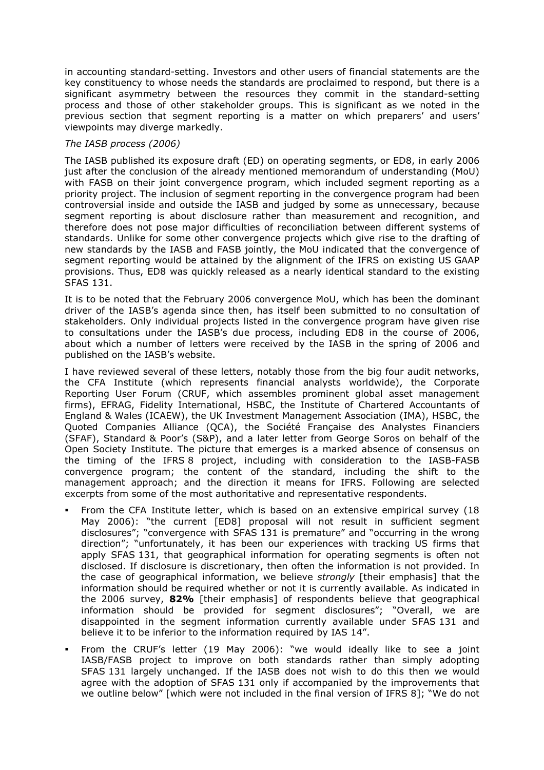in accounting standard-setting. Investors and other users of financial statements are the key constituency to whose needs the standards are proclaimed to respond, but there is a significant asymmetry between the resources they commit in the standard-setting process and those of other stakeholder groups. This is significant as we noted in the previous section that segment reporting is a matter on which preparers' and users' viewpoints may diverge markedly.

*The IASB process (2006)*

The IASB published its exposure draft (ED) on operating segments, or ED8, in early 2006 just after the conclusion of the already mentioned memorandum of understanding (MoU) with FASB on their joint convergence program, which included segment reporting as a priority project. The inclusion of segment reporting in the convergence program had been controversial inside and outside the IASB and judged by some as unnecessary, because segment reporting is about disclosure rather than measurement and recognition, and therefore does not pose major difficulties of reconciliation between different systems of standards. Unlike for some other convergence projects which give rise to the drafting of new standards by the IASB and FASB jointly, the MoU indicated that the convergence of segment reporting would be attained by the alignment of the IFRS on existing US GAAP provisions. Thus, ED8 was quickly released as a nearly identical standard to the existing SFAS 131.

It is to be noted that the February 2006 convergence MoU, which has been the dominant driver of the IASB's agenda since then, has itself been submitted to no consultation of stakeholders. Only individual projects listed in the convergence program have given rise to consultations under the IASB's due process, including ED8 in the course of 2006, about which a number of letters were received by the IASB in the spring of 2006 and published on the IASB's website.

I have reviewed several of these letters, notably those from the big four audit networks, the CFA Institute (which represents financial analysts worldwide), the Corporate Reporting User Forum (CRUF, which assembles prominent global asset management firms), EFRAG, Fidelity International, HSBC, the Institute of Chartered Accountants of England & Wales (ICAEW), the UK Investment Management Association (IMA), HSBC, the Quoted Companies Alliance (QCA), the Société Française des Analystes Financiers (SFAF), Standard & Poor's (S&P), and a later letter from George Soros on behalf of the Open Society Institute. The picture that emerges is a marked absence of consensus on the timing of the IFRS 8 project, including with consideration to the IASB-FASB convergence program; the content of the standard, including the shift to the management approach; and the direction it means for IFRS. Following are selected excerpts from some of the most authoritative and representative respondents.

- From the CFA Institute letter, which is based on an extensive empirical survey (18 May 2006): "the current [ED8] proposal will not result in sufficient segment disclosures"; "convergence with SFAS 131 is premature" and "occurring in the wrong direction"; "unfortunately, it has been our experiences with tracking US firms that apply SFAS 131, that geographical information for operating segments is often not disclosed. If disclosure is discretionary, then often the information is not provided. In the case of geographical information, we believe *strongly* [their emphasis] that the information should be required whether or not it is currently available. As indicated in the 2006 survey, **82%** [their emphasis] of respondents believe that geographical information should be provided for segment disclosures"; "Overall, we are disappointed in the segment information currently available under SFAS 131 and believe it to be inferior to the information required by IAS 14".
- From the CRUF's letter (19 May 2006): "we would ideally like to see a joint IASB/FASB project to improve on both standards rather than simply adopting SFAS 131 largely unchanged. If the IASB does not wish to do this then we would agree with the adoption of SFAS 131 only if accompanied by the improvements that we outline below" [which were not included in the final version of IFRS 8]; "We do not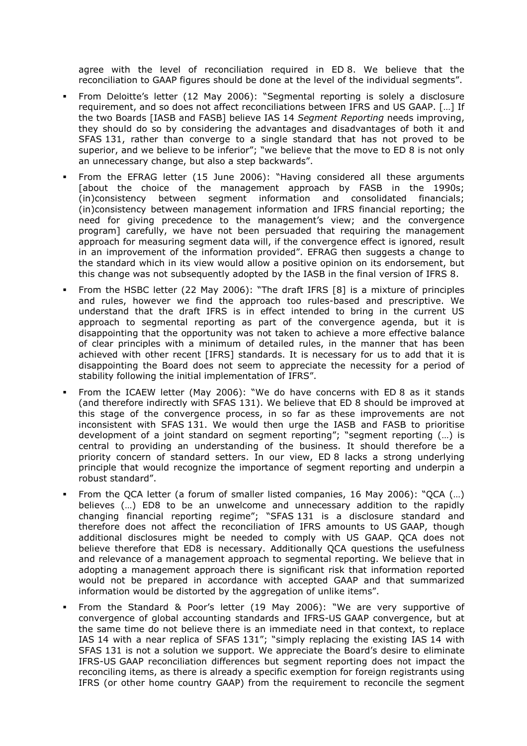agree with the level of reconciliation required in ED 8. We believe that the reconciliation to GAAP figures should be done at the level of the individual segments".

- From Deloitte's letter (12 May 2006): "Segmental reporting is solely a disclosure requirement, and so does not affect reconciliations between IFRS and US GAAP. […] If the two Boards [IASB and FASB] believe IAS 14 *Segment Reporting* needs improving, they should do so by considering the advantages and disadvantages of both it and SFAS 131, rather than converge to a single standard that has not proved to be superior, and we believe to be inferior"; "we believe that the move to ED 8 is not only an unnecessary change, but also a step backwards".
- From the EFRAG letter (15 June 2006): "Having considered all these arguments [about the choice of the management approach by FASB in the 1990s; (in)consistency between segment information and consolidated financials; (in)consistency between management information and IFRS financial reporting; the need for giving precedence to the management's view; and the convergence program] carefully, we have not been persuaded that requiring the management approach for measuring segment data will, if the convergence effect is ignored, result in an improvement of the information provided". EFRAG then suggests a change to the standard which in its view would allow a positive opinion on its endorsement, but this change was not subsequently adopted by the IASB in the final version of IFRS 8.
- From the HSBC letter (22 May 2006): "The draft IFRS [8] is a mixture of principles and rules, however we find the approach too rules-based and prescriptive. We understand that the draft IFRS is in effect intended to bring in the current US approach to segmental reporting as part of the convergence agenda, but it is disappointing that the opportunity was not taken to achieve a more effective balance of clear principles with a minimum of detailed rules, in the manner that has been achieved with other recent [IFRS] standards. It is necessary for us to add that it is disappointing the Board does not seem to appreciate the necessity for a period of stability following the initial implementation of IFRS".
- From the ICAEW letter (May 2006): "We do have concerns with ED 8 as it stands (and therefore indirectly with SFAS 131). We believe that ED 8 should be improved at this stage of the convergence process, in so far as these improvements are not inconsistent with SFAS 131. We would then urge the IASB and FASB to prioritise development of a joint standard on segment reporting"; "segment reporting (…) is central to providing an understanding of the business. It should therefore be a priority concern of standard setters. In our view, ED 8 lacks a strong underlying principle that would recognize the importance of segment reporting and underpin a robust standard".
- From the QCA letter (a forum of smaller listed companies, 16 May 2006): "QCA (…) believes (…) ED8 to be an unwelcome and unnecessary addition to the rapidly changing financial reporting regime"; "SFAS 131 is a disclosure standard and therefore does not affect the reconciliation of IFRS amounts to US GAAP, though additional disclosures might be needed to comply with US GAAP. QCA does not believe therefore that ED8 is necessary. Additionally QCA questions the usefulness and relevance of a management approach to segmental reporting. We believe that in adopting a management approach there is significant risk that information reported would not be prepared in accordance with accepted GAAP and that summarized information would be distorted by the aggregation of unlike items".
- From the Standard & Poor's letter (19 May 2006): "We are very supportive of convergence of global accounting standards and IFRS-US GAAP convergence, but at the same time do not believe there is an immediate need in that context, to replace IAS 14 with a near replica of SFAS 131"; "simply replacing the existing IAS 14 with SFAS 131 is not a solution we support. We appreciate the Board's desire to eliminate IFRS-US GAAP reconciliation differences but segment reporting does not impact the reconciling items, as there is already a specific exemption for foreign registrants using IFRS (or other home country GAAP) from the requirement to reconcile the segment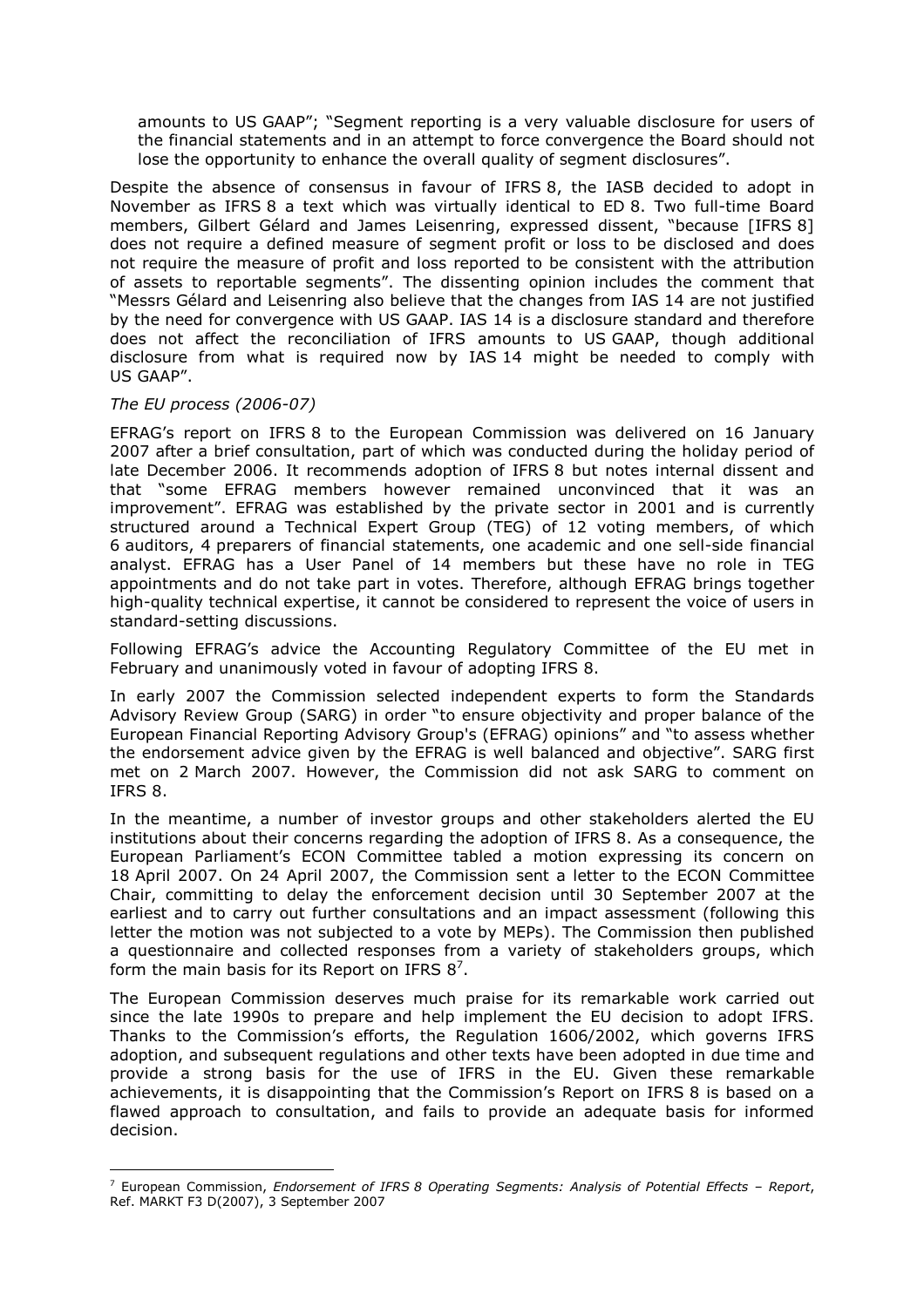amounts to US GAAP"; "Segment reporting is a very valuable disclosure for users of the financial statements and in an attempt to force convergence the Board should not lose the opportunity to enhance the overall quality of segment disclosures".

Despite the absence of consensus in favour of IFRS 8, the IASB decided to adopt in November as IFRS 8 a text which was virtually identical to ED 8. Two full-time Board members, Gilbert Gélard and James Leisenring, expressed dissent, "because [IFRS 8] does not require a defined measure of segment profit or loss to be disclosed and does not require the measure of profit and loss reported to be consistent with the attribution of assets to reportable segments". The dissenting opinion includes the comment that "Messrs Gélard and Leisenring also believe that the changes from IAS 14 are not justified by the need for convergence with US GAAP. IAS 14 is a disclosure standard and therefore does not affect the reconciliation of IFRS amounts to US GAAP, though additional disclosure from what is required now by IAS 14 might be needed to comply with US GAAP".

*The EU process (2006-07)*

EFRAG's report on IFRS 8 to the European Commission was delivered on 16 January 2007 after a brief consultation, part of which was conducted during the holiday period of late December 2006. It recommends adoption of IFRS 8 but notes internal dissent and that "some EFRAG members however remained unconvinced that it was an improvement". EFRAG was established by the private sector in 2001 and is currently structured around a Technical Expert Group (TEG) of 12 voting members, of which 6 auditors, 4 preparers of financial statements, one academic and one sell-side financial analyst. EFRAG has a User Panel of 14 members but these have no role in TEG appointments and do not take part in votes. Therefore, although EFRAG brings together high-quality technical expertise, it cannot be considered to represent the voice of users in standard-setting discussions.

Following EFRAG's advice the Accounting Regulatory Committee of the EU met in February and unanimously voted in favour of adopting IFRS 8.

In early 2007 the Commission selected independent experts to form the Standards Advisory Review Group (SARG) in order "to ensure objectivity and proper balance of the European Financial Reporting Advisory Group's (EFRAG) opinions" and "to assess whether the endorsement advice given by the EFRAG is well balanced and objective". SARG first met on 2 March 2007. However, the Commission did not ask SARG to comment on IFRS 8.

In the meantime, a number of investor groups and other stakeholders alerted the EU institutions about their concerns regarding the adoption of IFRS 8. As a consequence, the European Parliament's ECON Committee tabled a motion expressing its concern on 18 April 2007. On 24 April 2007, the Commission sent a letter to the ECON Committee Chair, committing to delay the enforcement decision until 30 September 2007 at the earliest and to carry out further consultations and an impact assessment (following this letter the motion was not subjected to a vote by MEPs). The Commission then published a questionnaire and collected responses from a variety of stakeholders groups, which form the main basis for its Report on IFRS 8[7].

The European Commission deserves much praise for its remarkable work carried out since the late 1990s to prepare and help implement the EU decision to adopt IFRS. Thanks to the Commission's efforts, the Regulation 1606/2002, which governs IFRS adoption, and subsequent regulations and other texts have been adopted in due time and provide a strong basis for the use of IFRS in the EU. Given these remarkable achievements, it is disappointing that the Commission's Report on IFRS 8 is based on a flawed approach to consultation, and fails to provide an adequate basis for informed decision.

---

[7] European Commission, *Endorsement of IFRS 8 Operating Segments: Analysis of Potential Effects – Report*, Ref. MARKT F3 D(2007), 3 September 2007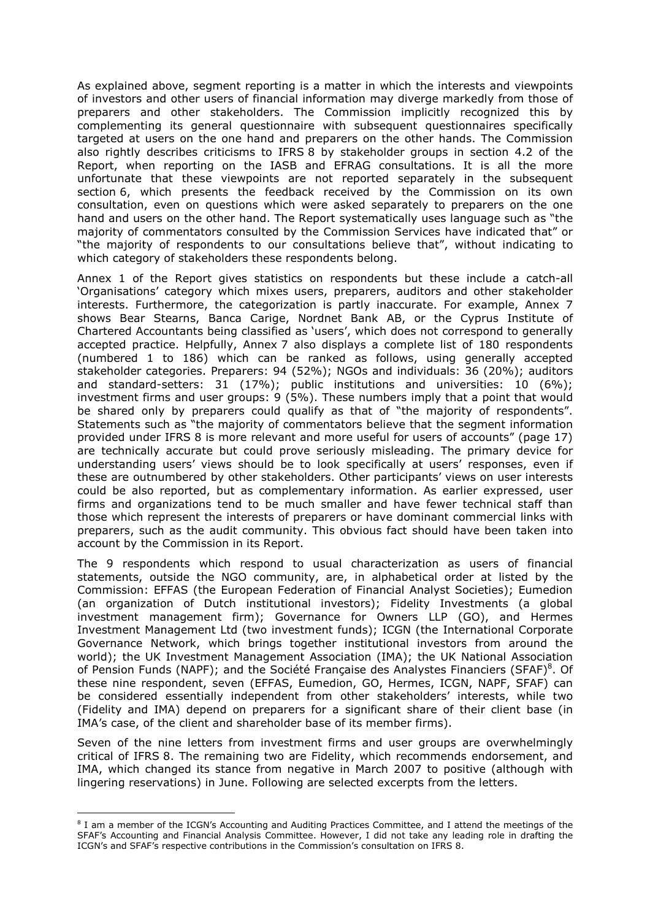As explained above, segment reporting is a matter in which the interests and viewpoints of investors and other users of financial information may diverge markedly from those of preparers and other stakeholders. The Commission implicitly recognized this by complementing its general questionnaire with subsequent questionnaires specifically targeted at users on the one hand and preparers on the other hands. The Commission also rightly describes criticisms to IFRS 8 by stakeholder groups in section 4.2 of the Report, when reporting on the IASB and EFRAG consultations. It is all the more unfortunate that these viewpoints are not reported separately in the subsequent section 6, which presents the feedback received by the Commission on its own consultation, even on questions which were asked separately to preparers on the one hand and users on the other hand. The Report systematically uses language such as "the majority of commentators consulted by the Commission Services have indicated that" or "the majority of respondents to our consultations believe that", without indicating to which category of stakeholders these respondents belong.

Annex 1 of the Report gives statistics on respondents but these include a catch-all 'Organisations' category which mixes users, preparers, auditors and other stakeholder interests. Furthermore, the categorization is partly inaccurate. For example, Annex 7 shows Bear Stearns, Banca Carige, Nordnet Bank AB, or the Cyprus Institute of Chartered Accountants being classified as 'users', which does not correspond to generally accepted practice. Helpfully, Annex 7 also displays a complete list of 180 respondents (numbered 1 to 186) which can be ranked as follows, using generally accepted stakeholder categories. Preparers: 94 (52%); NGOs and individuals: 36 (20%); auditors and standard-setters: 31 (17%); public institutions and universities: 10 (6%); investment firms and user groups: 9 (5%). These numbers imply that a point that would be shared only by preparers could qualify as that of "the majority of respondents". Statements such as "the majority of commentators believe that the segment information provided under IFRS 8 is more relevant and more useful for users of accounts" (page 17) are technically accurate but could prove seriously misleading. The primary device for understanding users' views should be to look specifically at users' responses, even if these are outnumbered by other stakeholders. Other participants' views on user interests could be also reported, but as complementary information. As earlier expressed, user firms and organizations tend to be much smaller and have fewer technical staff than those which represent the interests of preparers or have dominant commercial links with preparers, such as the audit community. This obvious fact should have been taken into account by the Commission in its Report.

The 9 respondents which respond to usual characterization as users of financial statements, outside the NGO community, are, in alphabetical order at listed by the Commission: EFFAS (the European Federation of Financial Analyst Societies); Eumedion (an organization of Dutch institutional investors); Fidelity Investments (a global investment management firm); Governance for Owners LLP (GO), and Hermes Investment Management Ltd (two investment funds); ICGN (the International Corporate Governance Network, which brings together institutional investors from around the world); the UK Investment Management Association (IMA); the UK National Association of Pension Funds (NAPF); and the Société Française des Analystes Financiers (SFAF)[8]. Of these nine respondent, seven (EFFAS, Eumedion, GO, Hermes, ICGN, NAPF, SFAF) can be considered essentially independent from other stakeholders' interests, while two (Fidelity and IMA) depend on preparers for a significant share of their client base (in IMA's case, of the client and shareholder base of its member firms).

Seven of the nine letters from investment firms and user groups are overwhelmingly critical of IFRS 8. The remaining two are Fidelity, which recommends endorsement, and IMA, which changed its stance from negative in March 2007 to positive (although with lingering reservations) in June. Following are selected excerpts from the letters.

---

[8] I am a member of the ICGN's Accounting and Auditing Practices Committee, and I attend the meetings of the SFAF's Accounting and Financial Analysis Committee. However, I did not take any leading role in drafting the ICGN's and SFAF's respective contributions in the Commission's consultation on IFRS 8.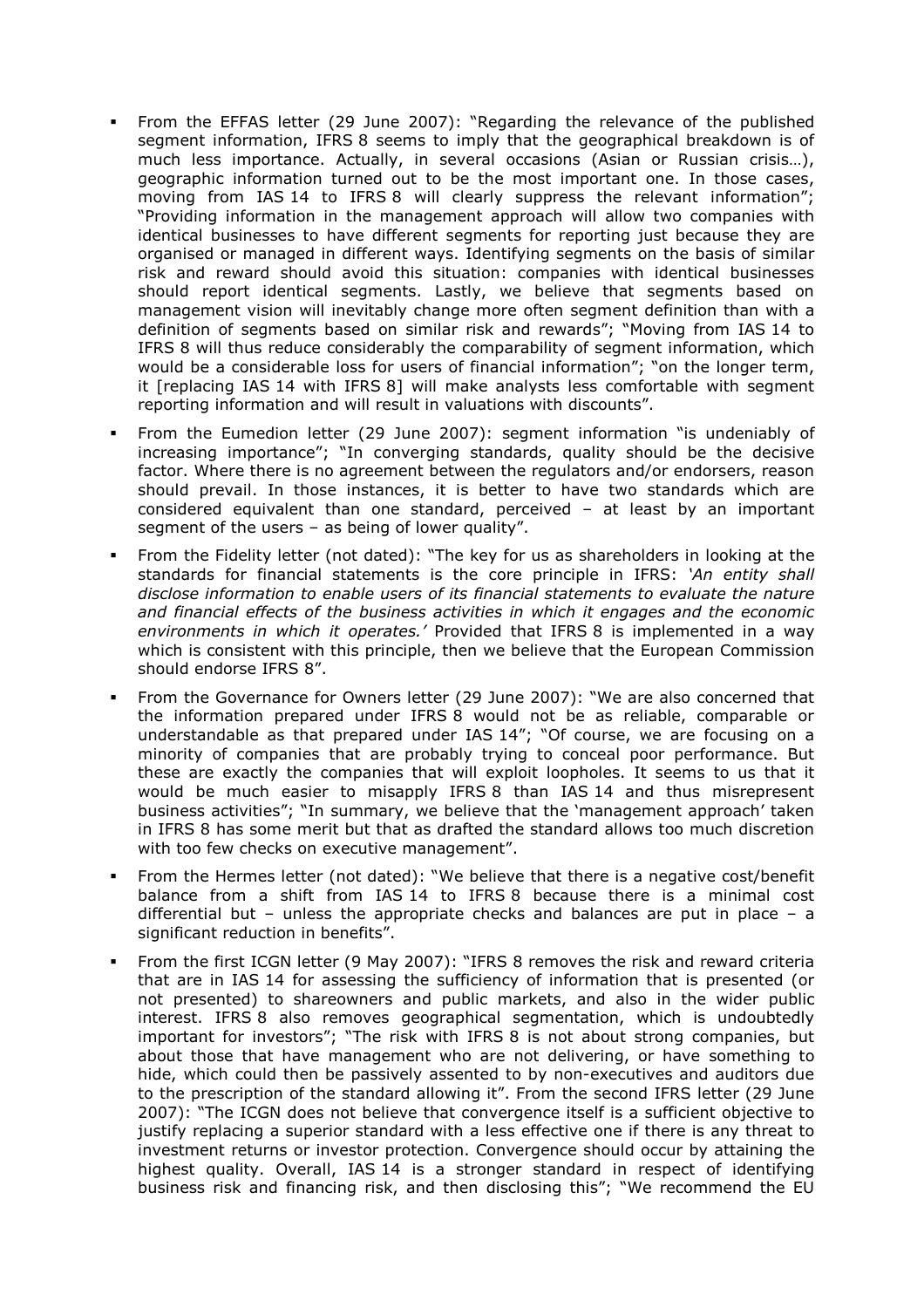- From the EFFAS letter (29 June 2007): "Regarding the relevance of the published segment information, IFRS 8 seems to imply that the geographical breakdown is of much less importance. Actually, in several occasions (Asian or Russian crisis…), geographic information turned out to be the most important one. In those cases, moving from IAS 14 to IFRS 8 will clearly suppress the relevant information"; "Providing information in the management approach will allow two companies with identical businesses to have different segments for reporting just because they are organised or managed in different ways. Identifying segments on the basis of similar risk and reward should avoid this situation: companies with identical businesses should report identical segments. Lastly, we believe that segments based on management vision will inevitably change more often segment definition than with a definition of segments based on similar risk and rewards"; "Moving from IAS 14 to IFRS 8 will thus reduce considerably the comparability of segment information, which would be a considerable loss for users of financial information"; "on the longer term, it [replacing IAS 14 with IFRS 8] will make analysts less comfortable with segment reporting information and will result in valuations with discounts".

- From the Eumedion letter (29 June 2007): segment information "is undeniably of increasing importance"; "In converging standards, quality should be the decisive factor. Where there is no agreement between the regulators and/or endorsers, reason should prevail. In those instances, it is better to have two standards which are considered equivalent than one standard, perceived – at least by an important segment of the users – as being of lower quality".

- From the Fidelity letter (not dated): "The key for us as shareholders in looking at the standards for financial statements is the core principle in IFRS: *'An entity shall disclose information to enable users of its financial statements to evaluate the nature and financial effects of the business activities in which it engages and the economic environments in which it operates.'* Provided that IFRS 8 is implemented in a way which is consistent with this principle, then we believe that the European Commission should endorse IFRS 8".

- From the Governance for Owners letter (29 June 2007): "We are also concerned that the information prepared under IFRS 8 would not be as reliable, comparable or understandable as that prepared under IAS 14"; "Of course, we are focusing on a minority of companies that are probably trying to conceal poor performance. But these are exactly the companies that will exploit loopholes. It seems to us that it would be much easier to misapply IFRS 8 than IAS 14 and thus misrepresent business activities"; "In summary, we believe that the 'management approach' taken in IFRS 8 has some merit but that as drafted the standard allows too much discretion with too few checks on executive management".

- From the Hermes letter (not dated): "We believe that there is a negative cost/benefit balance from a shift from IAS 14 to IFRS 8 because there is a minimal cost differential but – unless the appropriate checks and balances are put in place – a significant reduction in benefits".

- From the first ICGN letter (9 May 2007): "IFRS 8 removes the risk and reward criteria that are in IAS 14 for assessing the sufficiency of information that is presented (or not presented) to shareowners and public markets, and also in the wider public interest. IFRS 8 also removes geographical segmentation, which is undoubtedly important for investors"; "The risk with IFRS 8 is not about strong companies, but about those that have management who are not delivering, or have something to hide, which could then be passively assented to by non-executives and auditors due to the prescription of the standard allowing it". From the second IFRS letter (29 June 2007): "The ICGN does not believe that convergence itself is a sufficient objective to justify replacing a superior standard with a less effective one if there is any threat to investment returns or investor protection. Convergence should occur by attaining the highest quality. Overall, IAS 14 is a stronger standard in respect of identifying business risk and financing risk, and then disclosing this"; "We recommend the EU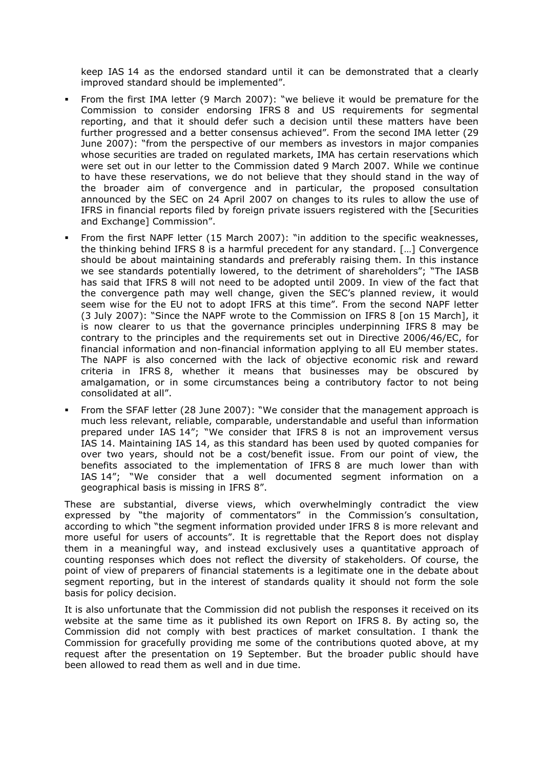keep IAS 14 as the endorsed standard until it can be demonstrated that a clearly improved standard should be implemented".

- From the first IMA letter (9 March 2007): "we believe it would be premature for the Commission to consider endorsing IFRS 8 and US requirements for segmental reporting, and that it should defer such a decision until these matters have been further progressed and a better consensus achieved". From the second IMA letter (29 June 2007): "from the perspective of our members as investors in major companies whose securities are traded on regulated markets, IMA has certain reservations which were set out in our letter to the Commission dated 9 March 2007. While we continue to have these reservations, we do not believe that they should stand in the way of the broader aim of convergence and in particular, the proposed consultation announced by the SEC on 24 April 2007 on changes to its rules to allow the use of IFRS in financial reports filed by foreign private issuers registered with the [Securities and Exchange] Commission".
- From the first NAPF letter (15 March 2007): "in addition to the specific weaknesses, the thinking behind IFRS 8 is a harmful precedent for any standard. […] Convergence should be about maintaining standards and preferably raising them. In this instance we see standards potentially lowered, to the detriment of shareholders"; "The IASB has said that IFRS 8 will not need to be adopted until 2009. In view of the fact that the convergence path may well change, given the SEC's planned review, it would seem wise for the EU not to adopt IFRS at this time". From the second NAPF letter (3 July 2007): "Since the NAPF wrote to the Commission on IFRS 8 [on 15 March], it is now clearer to us that the governance principles underpinning IFRS 8 may be contrary to the principles and the requirements set out in Directive 2006/46/EC, for financial information and non-financial information applying to all EU member states. The NAPF is also concerned with the lack of objective economic risk and reward criteria in IFRS 8, whether it means that businesses may be obscured by amalgamation, or in some circumstances being a contributory factor to not being consolidated at all".
- From the SFAF letter (28 June 2007): "We consider that the management approach is much less relevant, reliable, comparable, understandable and useful than information prepared under IAS 14"; "We consider that IFRS 8 is not an improvement versus IAS 14. Maintaining IAS 14, as this standard has been used by quoted companies for over two years, should not be a cost/benefit issue. From our point of view, the benefits associated to the implementation of IFRS 8 are much lower than with IAS 14"; "We consider that a well documented segment information on a geographical basis is missing in IFRS 8".

These are substantial, diverse views, which overwhelmingly contradict the view expressed by "the majority of commentators" in the Commission's consultation, according to which "the segment information provided under IFRS 8 is more relevant and more useful for users of accounts". It is regrettable that the Report does not display them in a meaningful way, and instead exclusively uses a quantitative approach of counting responses which does not reflect the diversity of stakeholders. Of course, the point of view of preparers of financial statements is a legitimate one in the debate about segment reporting, but in the interest of standards quality it should not form the sole basis for policy decision.

It is also unfortunate that the Commission did not publish the responses it received on its website at the same time as it published its own Report on IFRS 8. By acting so, the Commission did not comply with best practices of market consultation. I thank the Commission for gracefully providing me some of the contributions quoted above, at my request after the presentation on 19 September. But the broader public should have been allowed to read them as well and in due time.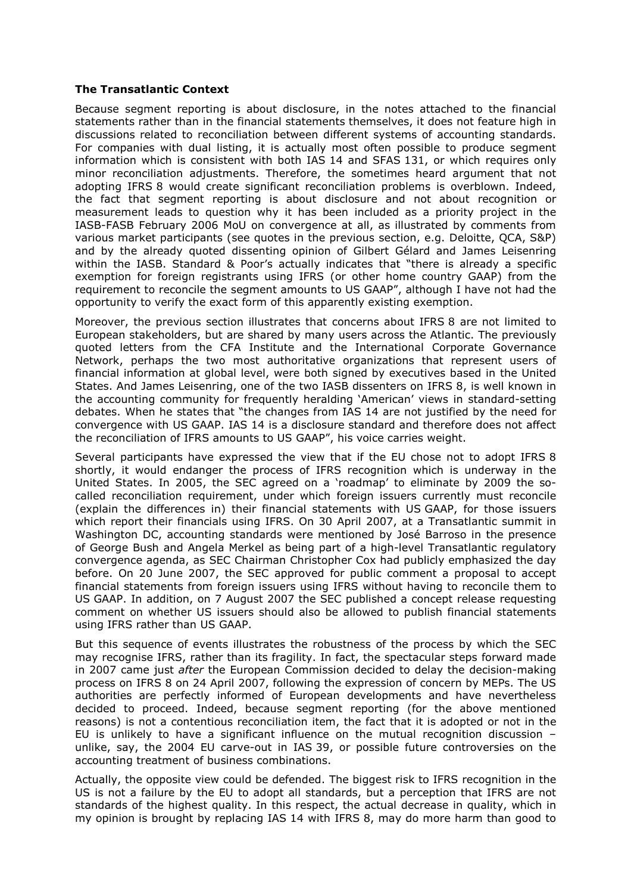**The Transatlantic Context**

Because segment reporting is about disclosure, in the notes attached to the financial statements rather than in the financial statements themselves, it does not feature high in discussions related to reconciliation between different systems of accounting standards. For companies with dual listing, it is actually most often possible to produce segment information which is consistent with both IAS 14 and SFAS 131, or which requires only minor reconciliation adjustments. Therefore, the sometimes heard argument that not adopting IFRS 8 would create significant reconciliation problems is overblown. Indeed, the fact that segment reporting is about disclosure and not about recognition or measurement leads to question why it has been included as a priority project in the IASB-FASB February 2006 MoU on convergence at all, as illustrated by comments from various market participants (see quotes in the previous section, e.g. Deloitte, QCA, S&P) and by the already quoted dissenting opinion of Gilbert Gélard and James Leisenring within the IASB. Standard & Poor's actually indicates that "there is already a specific exemption for foreign registrants using IFRS (or other home country GAAP) from the requirement to reconcile the segment amounts to US GAAP", although I have not had the opportunity to verify the exact form of this apparently existing exemption.

Moreover, the previous section illustrates that concerns about IFRS 8 are not limited to European stakeholders, but are shared by many users across the Atlantic. The previously quoted letters from the CFA Institute and the International Corporate Governance Network, perhaps the two most authoritative organizations that represent users of financial information at global level, were both signed by executives based in the United States. And James Leisenring, one of the two IASB dissenters on IFRS 8, is well known in the accounting community for frequently heralding 'American' views in standard-setting debates. When he states that "the changes from IAS 14 are not justified by the need for convergence with US GAAP. IAS 14 is a disclosure standard and therefore does not affect the reconciliation of IFRS amounts to US GAAP", his voice carries weight.

Several participants have expressed the view that if the EU chose not to adopt IFRS 8 shortly, it would endanger the process of IFRS recognition which is underway in the United States. In 2005, the SEC agreed on a 'roadmap' to eliminate by 2009 the so-called reconciliation requirement, under which foreign issuers currently must reconcile (explain the differences in) their financial statements with US GAAP, for those issuers which report their financials using IFRS. On 30 April 2007, at a Transatlantic summit in Washington DC, accounting standards were mentioned by José Barroso in the presence of George Bush and Angela Merkel as being part of a high-level Transatlantic regulatory convergence agenda, as SEC Chairman Christopher Cox had publicly emphasized the day before. On 20 June 2007, the SEC approved for public comment a proposal to accept financial statements from foreign issuers using IFRS without having to reconcile them to US GAAP. In addition, on 7 August 2007 the SEC published a concept release requesting comment on whether US issuers should also be allowed to publish financial statements using IFRS rather than US GAAP.

But this sequence of events illustrates the robustness of the process by which the SEC may recognise IFRS, rather than its fragility. In fact, the spectacular steps forward made in 2007 came just *after* the European Commission decided to delay the decision-making process on IFRS 8 on 24 April 2007, following the expression of concern by MEPs. The US authorities are perfectly informed of European developments and have nevertheless decided to proceed. Indeed, because segment reporting (for the above mentioned reasons) is not a contentious reconciliation item, the fact that it is adopted or not in the EU is unlikely to have a significant influence on the mutual recognition discussion – unlike, say, the 2004 EU carve-out in IAS 39, or possible future controversies on the accounting treatment of business combinations.

Actually, the opposite view could be defended. The biggest risk to IFRS recognition in the US is not a failure by the EU to adopt all standards, but a perception that IFRS are not standards of the highest quality. In this respect, the actual decrease in quality, which in my opinion is brought by replacing IAS 14 with IFRS 8, may do more harm than good to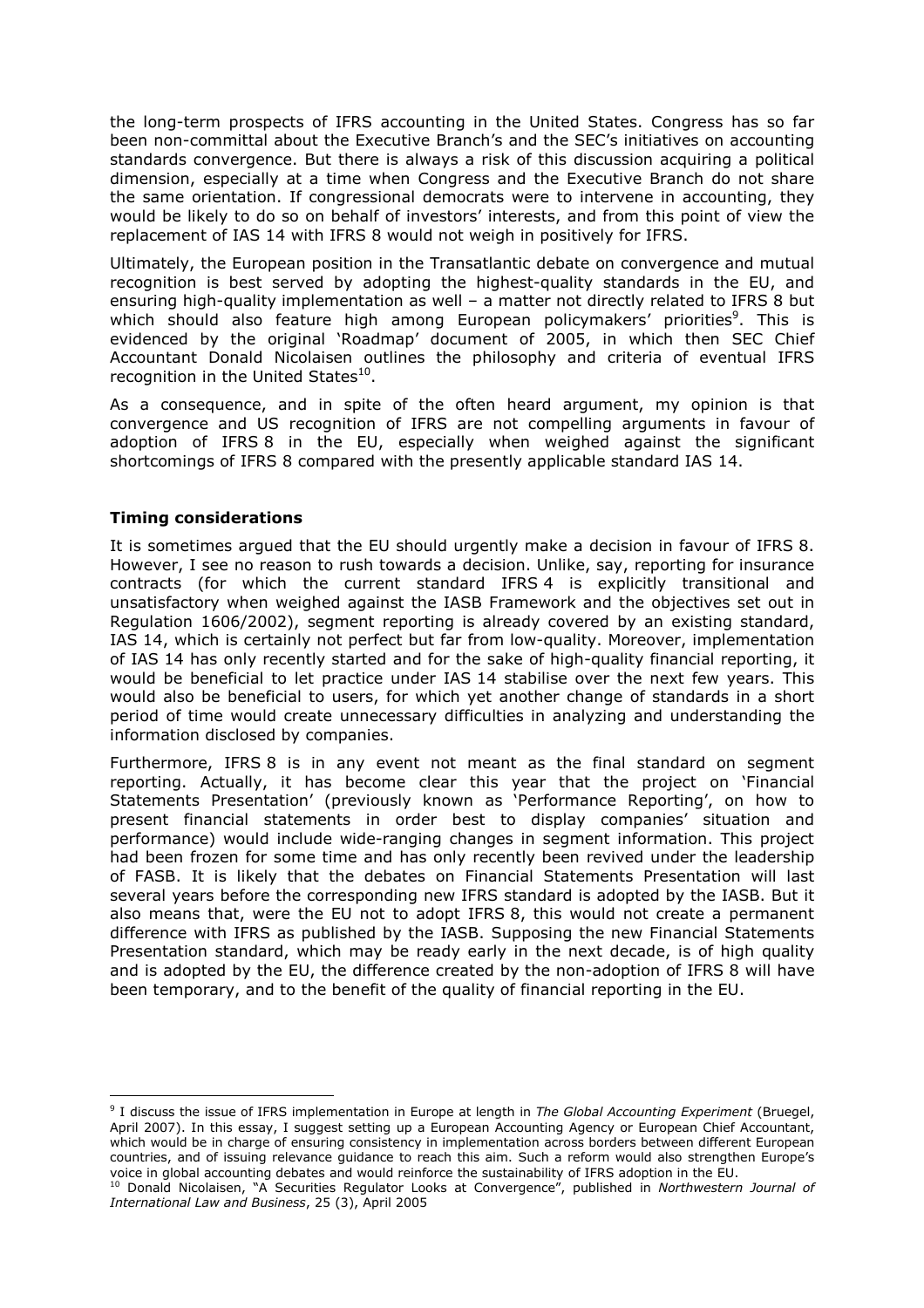the long-term prospects of IFRS accounting in the United States. Congress has so far been non-committal about the Executive Branch's and the SEC's initiatives on accounting standards convergence. But there is always a risk of this discussion acquiring a political dimension, especially at a time when Congress and the Executive Branch do not share the same orientation. If congressional democrats were to intervene in accounting, they would be likely to do so on behalf of investors' interests, and from this point of view the replacement of IAS 14 with IFRS 8 would not weigh in positively for IFRS.

Ultimately, the European position in the Transatlantic debate on convergence and mutual recognition is best served by adopting the highest-quality standards in the EU, and ensuring high-quality implementation as well – a matter not directly related to IFRS 8 but which should also feature high among European policymakers' priorities[9]. This is evidenced by the original 'Roadmap' document of 2005, in which then SEC Chief Accountant Donald Nicolaisen outlines the philosophy and criteria of eventual IFRS recognition in the United States[10].

As a consequence, and in spite of the often heard argument, my opinion is that convergence and US recognition of IFRS are not compelling arguments in favour of adoption of IFRS 8 in the EU, especially when weighed against the significant shortcomings of IFRS 8 compared with the presently applicable standard IAS 14.

### Timing considerations

It is sometimes argued that the EU should urgently make a decision in favour of IFRS 8. However, I see no reason to rush towards a decision. Unlike, say, reporting for insurance contracts (for which the current standard IFRS 4 is explicitly transitional and unsatisfactory when weighed against the IASB Framework and the objectives set out in Regulation 1606/2002), segment reporting is already covered by an existing standard, IAS 14, which is certainly not perfect but far from low-quality. Moreover, implementation of IAS 14 has only recently started and for the sake of high-quality financial reporting, it would be beneficial to let practice under IAS 14 stabilise over the next few years. This would also be beneficial to users, for which yet another change of standards in a short period of time would create unnecessary difficulties in analyzing and understanding the information disclosed by companies.

Furthermore, IFRS 8 is in any event not meant as the final standard on segment reporting. Actually, it has become clear this year that the project on 'Financial Statements Presentation' (previously known as 'Performance Reporting', on how to present financial statements in order best to display companies' situation and performance) would include wide-ranging changes in segment information. This project had been frozen for some time and has only recently been revived under the leadership of FASB. It is likely that the debates on Financial Statements Presentation will last several years before the corresponding new IFRS standard is adopted by the IASB. But it also means that, were the EU not to adopt IFRS 8, this would not create a permanent difference with IFRS as published by the IASB. Supposing the new Financial Statements Presentation standard, which may be ready early in the next decade, is of high quality and is adopted by the EU, the difference created by the non-adoption of IFRS 8 will have been temporary, and to the benefit of the quality of financial reporting in the EU.

---

[9] I discuss the issue of IFRS implementation in Europe at length in *The Global Accounting Experiment* (Bruegel, April 2007). In this essay, I suggest setting up a European Accounting Agency or European Chief Accountant, which would be in charge of ensuring consistency in implementation across borders between different European countries, and of issuing relevance guidance to reach this aim. Such a reform would also strengthen Europe's voice in global accounting debates and would reinforce the sustainability of IFRS adoption in the EU.

[10] Donald Nicolaisen, "A Securities Regulator Looks at Convergence", published in *Northwestern Journal of International Law and Business*, 25 (3), April 2005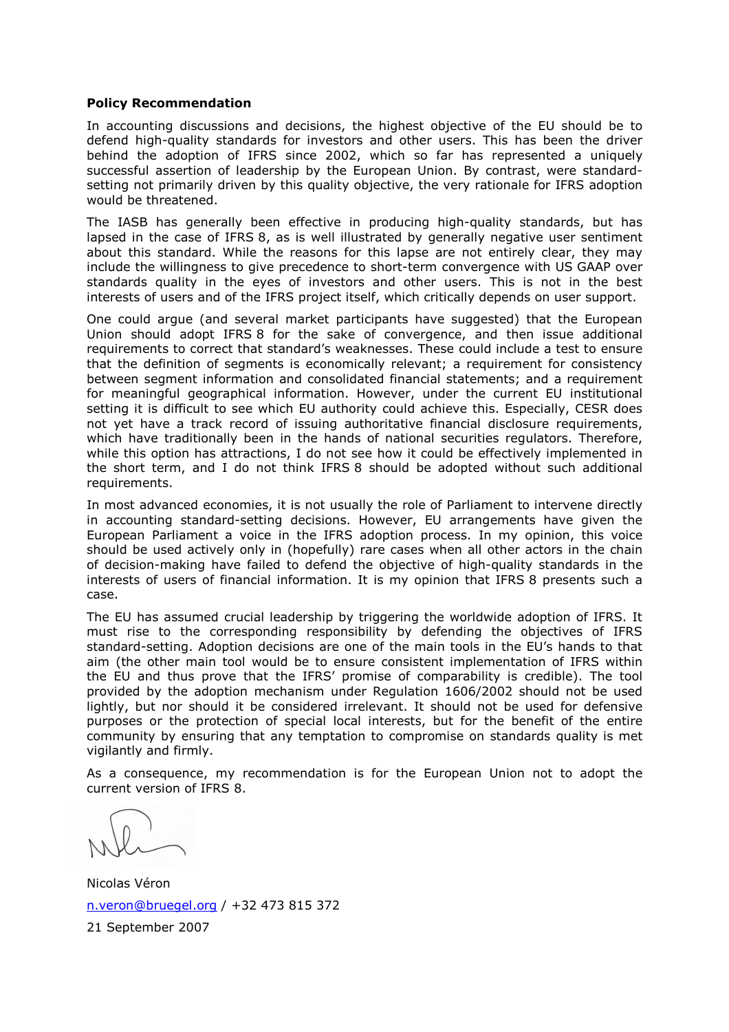**Policy Recommendation**

In accounting discussions and decisions, the highest objective of the EU should be to defend high-quality standards for investors and other users. This has been the driver behind the adoption of IFRS since 2002, which so far has represented a uniquely successful assertion of leadership by the European Union. By contrast, were standard-setting not primarily driven by this quality objective, the very rationale for IFRS adoption would be threatened.

The IASB has generally been effective in producing high-quality standards, but has lapsed in the case of IFRS 8, as is well illustrated by generally negative user sentiment about this standard. While the reasons for this lapse are not entirely clear, they may include the willingness to give precedence to short-term convergence with US GAAP over standards quality in the eyes of investors and other users. This is not in the best interests of users and of the IFRS project itself, which critically depends on user support.

One could argue (and several market participants have suggested) that the European Union should adopt IFRS 8 for the sake of convergence, and then issue additional requirements to correct that standard's weaknesses. These could include a test to ensure that the definition of segments is economically relevant; a requirement for consistency between segment information and consolidated financial statements; and a requirement for meaningful geographical information. However, under the current EU institutional setting it is difficult to see which EU authority could achieve this. Especially, CESR does not yet have a track record of issuing authoritative financial disclosure requirements, which have traditionally been in the hands of national securities regulators. Therefore, while this option has attractions, I do not see how it could be effectively implemented in the short term, and I do not think IFRS 8 should be adopted without such additional requirements.

In most advanced economies, it is not usually the role of Parliament to intervene directly in accounting standard-setting decisions. However, EU arrangements have given the European Parliament a voice in the IFRS adoption process. In my opinion, this voice should be used actively only in (hopefully) rare cases when all other actors in the chain of decision-making have failed to defend the objective of high-quality standards in the interests of users of financial information. It is my opinion that IFRS 8 presents such a case.

The EU has assumed crucial leadership by triggering the worldwide adoption of IFRS. It must rise to the corresponding responsibility by defending the objectives of IFRS standard-setting. Adoption decisions are one of the main tools in the EU's hands to that aim (the other main tool would be to ensure consistent implementation of IFRS within the EU and thus prove that the IFRS' promise of comparability is credible). The tool provided by the adoption mechanism under Regulation 1606/2002 should not be used lightly, but nor should it be considered irrelevant. It should not be used for defensive purposes or the protection of special local interests, but for the benefit of the entire community by ensuring that any temptation to compromise on standards quality is met vigilantly and firmly.

As a consequence, my recommendation is for the European Union not to adopt the current version of IFRS 8.

Nicolas Véron

n.veron@bruegel.org / +32 473 815 372

21 September 2007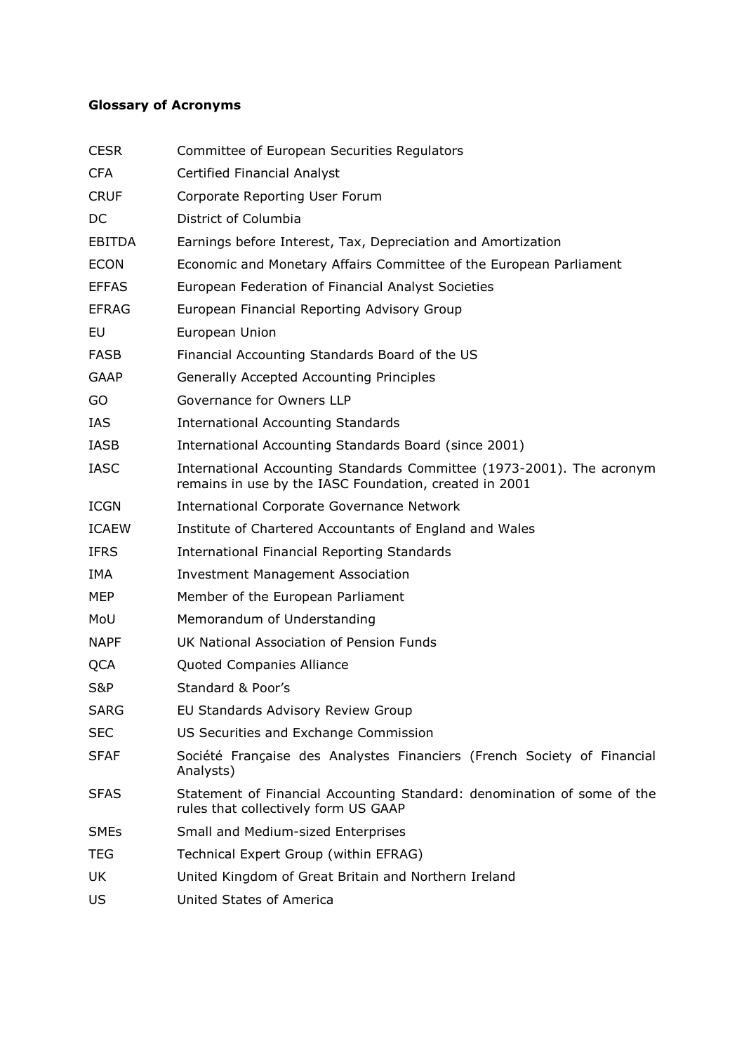**Glossary of Acronyms**

| | |
|---|---|
| CESR | Committee of European Securities Regulators |
| CFA | Certified Financial Analyst |
| CRUF | Corporate Reporting User Forum |
| DC | District of Columbia |
| EBITDA | Earnings before Interest, Tax, Depreciation and Amortization |
| ECON | Economic and Monetary Affairs Committee of the European Parliament |
| EFFAS | European Federation of Financial Analyst Societies |
| EFRAG | European Financial Reporting Advisory Group |
| EU | European Union |
| FASB | Financial Accounting Standards Board of the US |
| GAAP | Generally Accepted Accounting Principles |
| GO | Governance for Owners LLP |
| IAS | International Accounting Standards |
| IASB | International Accounting Standards Board (since 2001) |
| IASC | International Accounting Standards Committee (1973-2001). The acronym remains in use by the IASC Foundation, created in 2001 |
| ICGN | International Corporate Governance Network |
| ICAEW | Institute of Chartered Accountants of England and Wales |
| IFRS | International Financial Reporting Standards |
| IMA | Investment Management Association |
| MEP | Member of the European Parliament |
| MoU | Memorandum of Understanding |
| NAPF | UK National Association of Pension Funds |
| QCA | Quoted Companies Alliance |
| S&P | Standard & Poor's |
| SARG | EU Standards Advisory Review Group |
| SEC | US Securities and Exchange Commission |
| SFAF | Société Française des Analystes Financiers (French Society of Financial Analysts) |
| SFAS | Statement of Financial Accounting Standard: denomination of some of the rules that collectively form US GAAP |
| SMEs | Small and Medium-sized Enterprises |
| TEG | Technical Expert Group (within EFRAG) |
| UK | United Kingdom of Great Britain and Northern Ireland |
| US | United States of America |